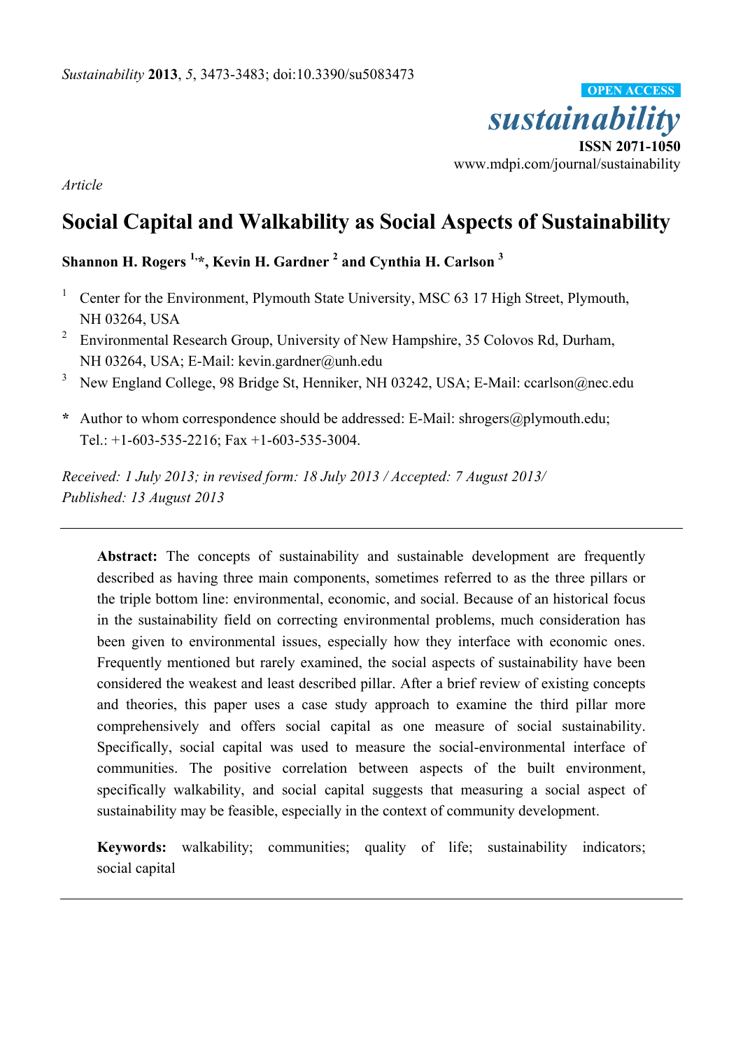*Sustainability* **2013**, *5*, 3473-3483; doi:10.3390/su5083473

OPEN ACCESS

*sustainability*

**ISSN 2071-1050**

www.mdpi.com/journal/sustainability

*Article*

# Social Capital and Walkability as Social Aspects of Sustainability

**Shannon H. Rogers [1,*], Kevin H. Gardner [2] and Cynthia H. Carlson [3]**

1. Center for the Environment, Plymouth State University, MSC 63 17 High Street, Plymouth, NH 03264, USA
2. Environmental Research Group, University of New Hampshire, 35 Colovos Rd, Durham, NH 03264, USA; E-Mail: kevin.gardner@unh.edu
3. New England College, 98 Bridge St, Henniker, NH 03242, USA; E-Mail: ccarlson@nec.edu

**\*** Author to whom correspondence should be addressed: E-Mail: shrogers@plymouth.edu; Tel.: +1-603-535-2216; Fax +1-603-535-3004.

*Received: 1 July 2013; in revised form: 18 July 2013 / Accepted: 7 August 2013/ Published: 13 August 2013*

---

**Abstract:** The concepts of sustainability and sustainable development are frequently described as having three main components, sometimes referred to as the three pillars or the triple bottom line: environmental, economic, and social. Because of an historical focus in the sustainability field on correcting environmental problems, much consideration has been given to environmental issues, especially how they interface with economic ones. Frequently mentioned but rarely examined, the social aspects of sustainability have been considered the weakest and least described pillar. After a brief review of existing concepts and theories, this paper uses a case study approach to examine the third pillar more comprehensively and offers social capital as one measure of social sustainability. Specifically, social capital was used to measure the social-environmental interface of communities. The positive correlation between aspects of the built environment, specifically walkability, and social capital suggests that measuring a social aspect of sustainability may be feasible, especially in the context of community development.

**Keywords:** walkability; communities; quality of life; sustainability indicators; social capital

---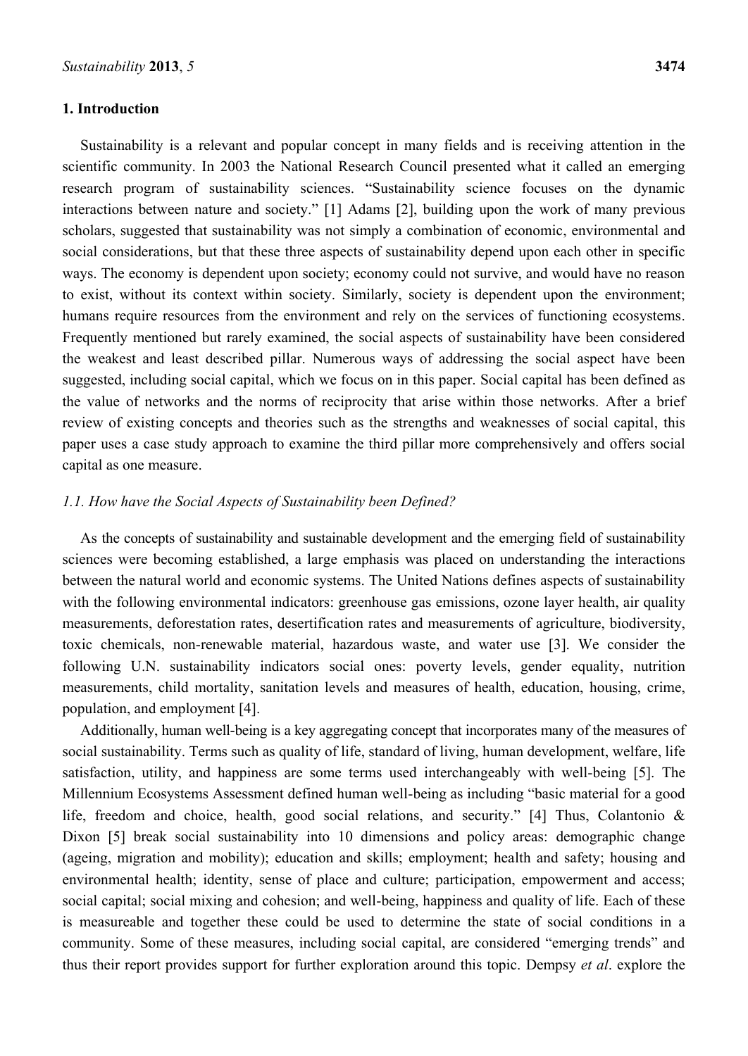## 1. Introduction

Sustainability is a relevant and popular concept in many fields and is receiving attention in the scientific community. In 2003 the National Research Council presented what it called an emerging research program of sustainability sciences. "Sustainability science focuses on the dynamic interactions between nature and society." [1] Adams [2], building upon the work of many previous scholars, suggested that sustainability was not simply a combination of economic, environmental and social considerations, but that these three aspects of sustainability depend upon each other in specific ways. The economy is dependent upon society; economy could not survive, and would have no reason to exist, without its context within society. Similarly, society is dependent upon the environment; humans require resources from the environment and rely on the services of functioning ecosystems. Frequently mentioned but rarely examined, the social aspects of sustainability have been considered the weakest and least described pillar. Numerous ways of addressing the social aspect have been suggested, including social capital, which we focus on in this paper. Social capital has been defined as the value of networks and the norms of reciprocity that arise within those networks. After a brief review of existing concepts and theories such as the strengths and weaknesses of social capital, this paper uses a case study approach to examine the third pillar more comprehensively and offers social capital as one measure.

### *1.1. How have the Social Aspects of Sustainability been Defined?*

As the concepts of sustainability and sustainable development and the emerging field of sustainability sciences were becoming established, a large emphasis was placed on understanding the interactions between the natural world and economic systems. The United Nations defines aspects of sustainability with the following environmental indicators: greenhouse gas emissions, ozone layer health, air quality measurements, deforestation rates, desertification rates and measurements of agriculture, biodiversity, toxic chemicals, non-renewable material, hazardous waste, and water use [3]. We consider the following U.N. sustainability indicators social ones: poverty levels, gender equality, nutrition measurements, child mortality, sanitation levels and measures of health, education, housing, crime, population, and employment [4].

Additionally, human well-being is a key aggregating concept that incorporates many of the measures of social sustainability. Terms such as quality of life, standard of living, human development, welfare, life satisfaction, utility, and happiness are some terms used interchangeably with well-being [5]. The Millennium Ecosystems Assessment defined human well-being as including "basic material for a good life, freedom and choice, health, good social relations, and security." [4] Thus, Colantonio & Dixon [5] break social sustainability into 10 dimensions and policy areas: demographic change (ageing, migration and mobility); education and skills; employment; health and safety; housing and environmental health; identity, sense of place and culture; participation, empowerment and access; social capital; social mixing and cohesion; and well-being, happiness and quality of life. Each of these is measureable and together these could be used to determine the state of social conditions in a community. Some of these measures, including social capital, are considered "emerging trends" and thus their report provides support for further exploration around this topic. Dempsy *et al*. explore the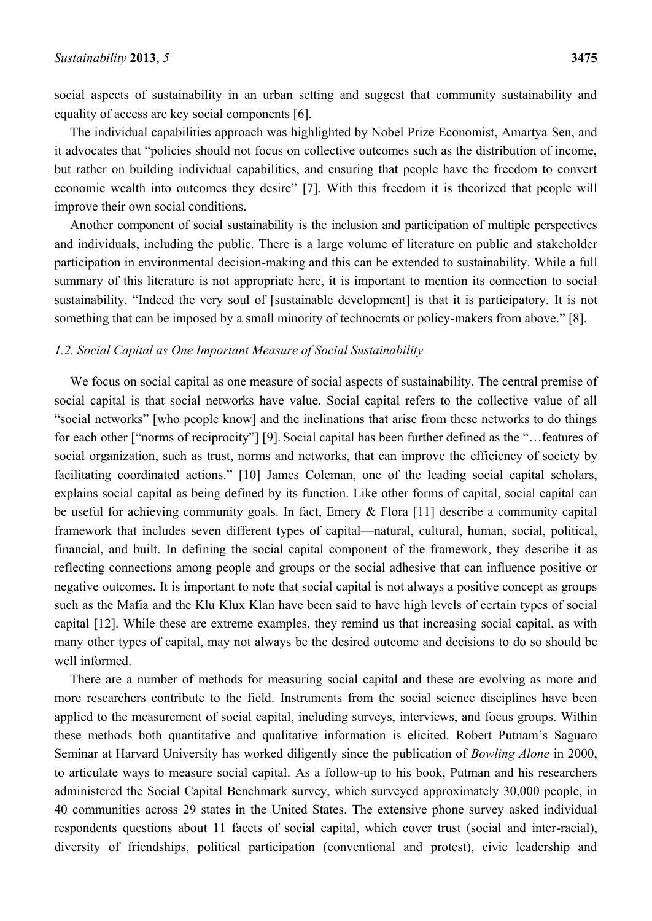social aspects of sustainability in an urban setting and suggest that community sustainability and equality of access are key social components [6].

The individual capabilities approach was highlighted by Nobel Prize Economist, Amartya Sen, and it advocates that "policies should not focus on collective outcomes such as the distribution of income, but rather on building individual capabilities, and ensuring that people have the freedom to convert economic wealth into outcomes they desire" [7]. With this freedom it is theorized that people will improve their own social conditions.

Another component of social sustainability is the inclusion and participation of multiple perspectives and individuals, including the public. There is a large volume of literature on public and stakeholder participation in environmental decision-making and this can be extended to sustainability. While a full summary of this literature is not appropriate here, it is important to mention its connection to social sustainability. "Indeed the very soul of [sustainable development] is that it is participatory. It is not something that can be imposed by a small minority of technocrats or policy-makers from above." [8].

### *1.2. Social Capital as One Important Measure of Social Sustainability*

We focus on social capital as one measure of social aspects of sustainability. The central premise of social capital is that social networks have value. Social capital refers to the collective value of all "social networks" [who people know] and the inclinations that arise from these networks to do things for each other ["norms of reciprocity"] [9]. Social capital has been further defined as the "…features of social organization, such as trust, norms and networks, that can improve the efficiency of society by facilitating coordinated actions." [10] James Coleman, one of the leading social capital scholars, explains social capital as being defined by its function. Like other forms of capital, social capital can be useful for achieving community goals. In fact, Emery & Flora [11] describe a community capital framework that includes seven different types of capital—natural, cultural, human, social, political, financial, and built. In defining the social capital component of the framework, they describe it as reflecting connections among people and groups or the social adhesive that can influence positive or negative outcomes. It is important to note that social capital is not always a positive concept as groups such as the Mafia and the Klu Klux Klan have been said to have high levels of certain types of social capital [12]. While these are extreme examples, they remind us that increasing social capital, as with many other types of capital, may not always be the desired outcome and decisions to do so should be well informed.

There are a number of methods for measuring social capital and these are evolving as more and more researchers contribute to the field. Instruments from the social science disciplines have been applied to the measurement of social capital, including surveys, interviews, and focus groups. Within these methods both quantitative and qualitative information is elicited. Robert Putnam's Saguaro Seminar at Harvard University has worked diligently since the publication of *Bowling Alone* in 2000, to articulate ways to measure social capital. As a follow-up to his book, Putman and his researchers administered the Social Capital Benchmark survey, which surveyed approximately 30,000 people, in 40 communities across 29 states in the United States. The extensive phone survey asked individual respondents questions about 11 facets of social capital, which cover trust (social and inter-racial), diversity of friendships, political participation (conventional and protest), civic leadership and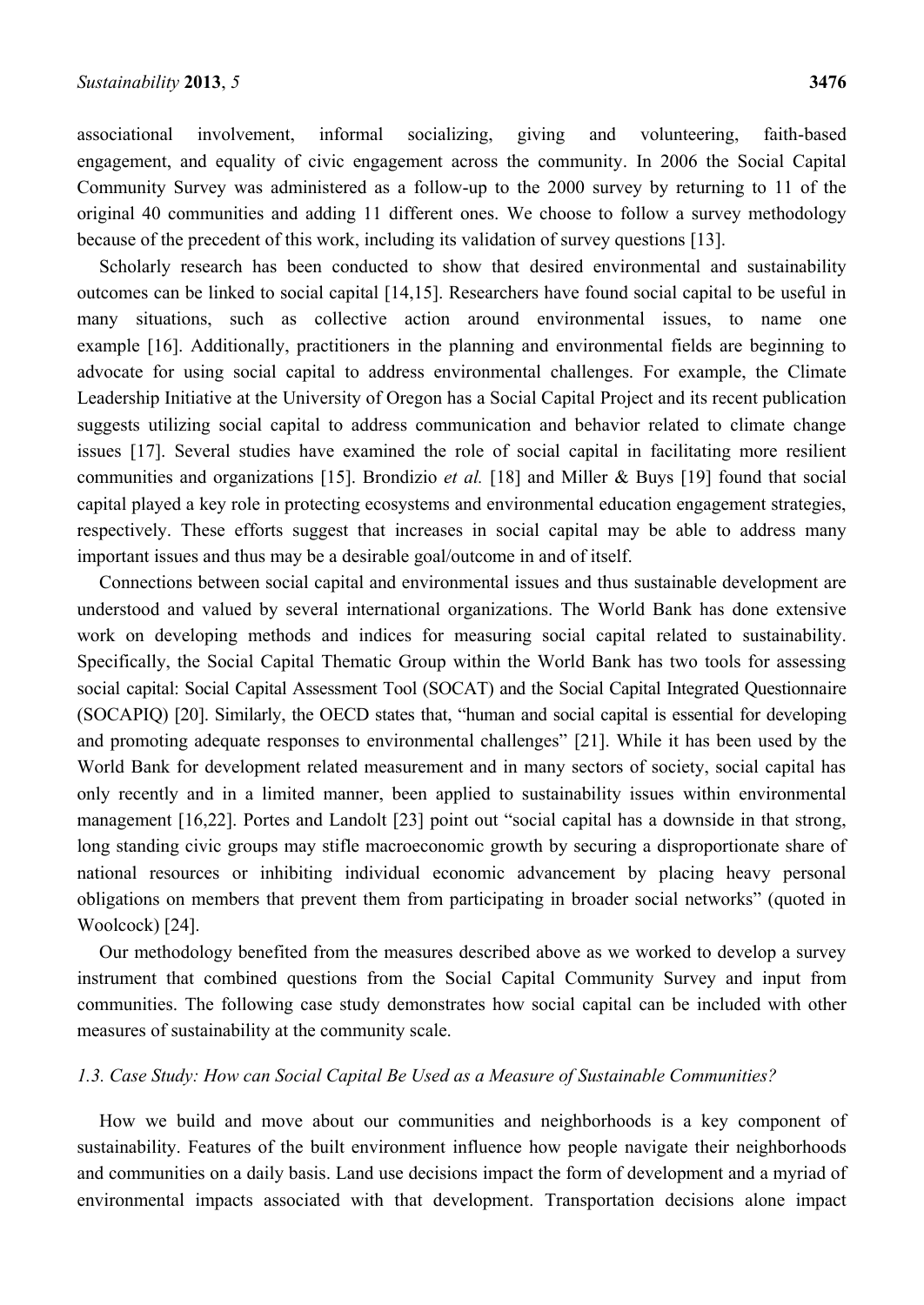associational involvement, informal socializing, giving and volunteering, faith-based engagement, and equality of civic engagement across the community. In 2006 the Social Capital Community Survey was administered as a follow-up to the 2000 survey by returning to 11 of the original 40 communities and adding 11 different ones. We choose to follow a survey methodology because of the precedent of this work, including its validation of survey questions [13].

Scholarly research has been conducted to show that desired environmental and sustainability outcomes can be linked to social capital [14,15]. Researchers have found social capital to be useful in many situations, such as collective action around environmental issues, to name one example [16]. Additionally, practitioners in the planning and environmental fields are beginning to advocate for using social capital to address environmental challenges. For example, the Climate Leadership Initiative at the University of Oregon has a Social Capital Project and its recent publication suggests utilizing social capital to address communication and behavior related to climate change issues [17]. Several studies have examined the role of social capital in facilitating more resilient communities and organizations [15]. Brondizio *et al.* [18] and Miller & Buys [19] found that social capital played a key role in protecting ecosystems and environmental education engagement strategies, respectively. These efforts suggest that increases in social capital may be able to address many important issues and thus may be a desirable goal/outcome in and of itself.

Connections between social capital and environmental issues and thus sustainable development are understood and valued by several international organizations. The World Bank has done extensive work on developing methods and indices for measuring social capital related to sustainability. Specifically, the Social Capital Thematic Group within the World Bank has two tools for assessing social capital: Social Capital Assessment Tool (SOCAT) and the Social Capital Integrated Questionnaire (SOCAPIQ) [20]. Similarly, the OECD states that, "human and social capital is essential for developing and promoting adequate responses to environmental challenges" [21]. While it has been used by the World Bank for development related measurement and in many sectors of society, social capital has only recently and in a limited manner, been applied to sustainability issues within environmental management [16,22]. Portes and Landolt [23] point out "social capital has a downside in that strong, long standing civic groups may stifle macroeconomic growth by securing a disproportionate share of national resources or inhibiting individual economic advancement by placing heavy personal obligations on members that prevent them from participating in broader social networks" (quoted in Woolcock) [24].

Our methodology benefited from the measures described above as we worked to develop a survey instrument that combined questions from the Social Capital Community Survey and input from communities. The following case study demonstrates how social capital can be included with other measures of sustainability at the community scale.

### *1.3. Case Study: How can Social Capital Be Used as a Measure of Sustainable Communities?*

How we build and move about our communities and neighborhoods is a key component of sustainability. Features of the built environment influence how people navigate their neighborhoods and communities on a daily basis. Land use decisions impact the form of development and a myriad of environmental impacts associated with that development. Transportation decisions alone impact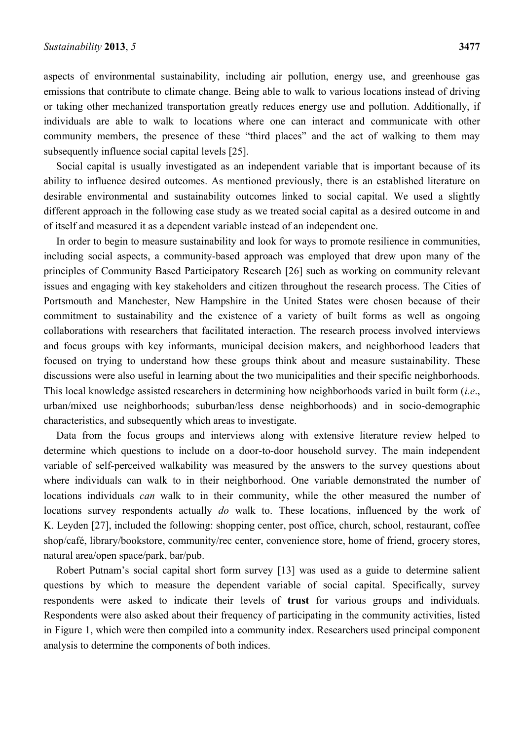aspects of environmental sustainability, including air pollution, energy use, and greenhouse gas emissions that contribute to climate change. Being able to walk to various locations instead of driving or taking other mechanized transportation greatly reduces energy use and pollution. Additionally, if individuals are able to walk to locations where one can interact and communicate with other community members, the presence of these "third places" and the act of walking to them may subsequently influence social capital levels [25].

Social capital is usually investigated as an independent variable that is important because of its ability to influence desired outcomes. As mentioned previously, there is an established literature on desirable environmental and sustainability outcomes linked to social capital. We used a slightly different approach in the following case study as we treated social capital as a desired outcome in and of itself and measured it as a dependent variable instead of an independent one.

In order to begin to measure sustainability and look for ways to promote resilience in communities, including social aspects, a community-based approach was employed that drew upon many of the principles of Community Based Participatory Research [26] such as working on community relevant issues and engaging with key stakeholders and citizen throughout the research process. The Cities of Portsmouth and Manchester, New Hampshire in the United States were chosen because of their commitment to sustainability and the existence of a variety of built forms as well as ongoing collaborations with researchers that facilitated interaction. The research process involved interviews and focus groups with key informants, municipal decision makers, and neighborhood leaders that focused on trying to understand how these groups think about and measure sustainability. These discussions were also useful in learning about the two municipalities and their specific neighborhoods. This local knowledge assisted researchers in determining how neighborhoods varied in built form (*i.e.*, urban/mixed use neighborhoods; suburban/less dense neighborhoods) and in socio-demographic characteristics, and subsequently which areas to investigate.

Data from the focus groups and interviews along with extensive literature review helped to determine which questions to include on a door-to-door household survey. The main independent variable of self-perceived walkability was measured by the answers to the survey questions about where individuals can walk to in their neighborhood. One variable demonstrated the number of locations individuals *can* walk to in their community, while the other measured the number of locations survey respondents actually *do* walk to. These locations, influenced by the work of K. Leyden [27], included the following: shopping center, post office, church, school, restaurant, coffee shop/café, library/bookstore, community/rec center, convenience store, home of friend, grocery stores, natural area/open space/park, bar/pub.

Robert Putnam's social capital short form survey [13] was used as a guide to determine salient questions by which to measure the dependent variable of social capital. Specifically, survey respondents were asked to indicate their levels of **trust** for various groups and individuals. Respondents were also asked about their frequency of participating in the community activities, listed in Figure 1, which were then compiled into a community index. Researchers used principal component analysis to determine the components of both indices.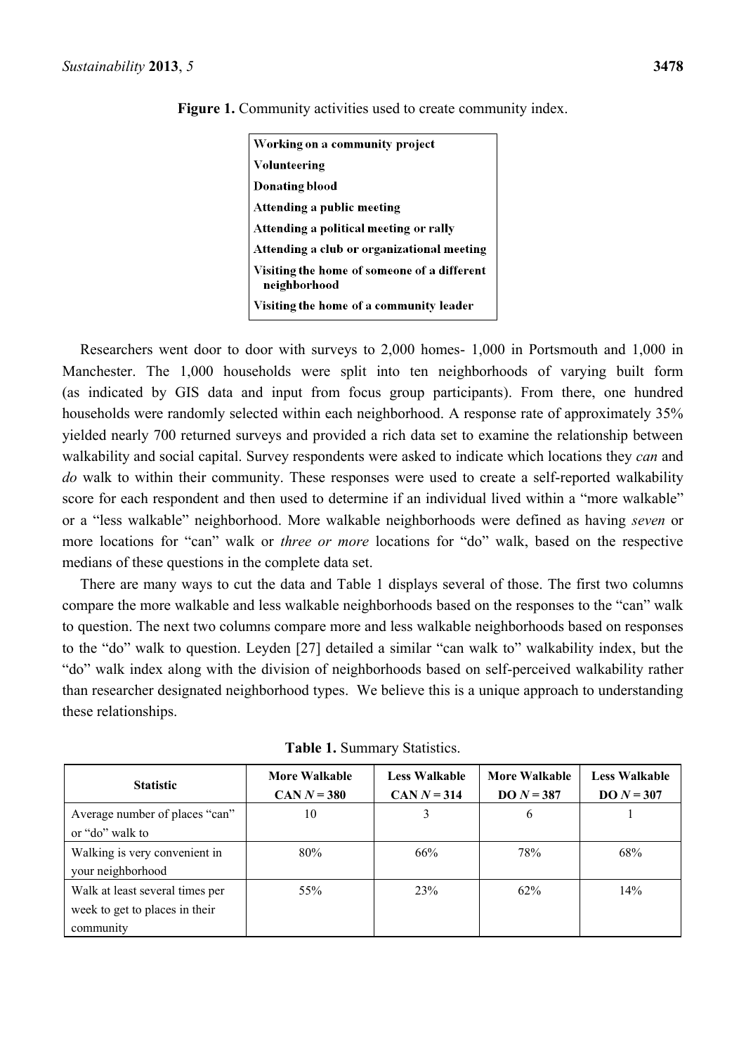**Figure 1.** Community activities used to create community index.

| |
|---|
| **Working on a community project** |
| **Volunteering** |
| **Donating blood** |
| **Attending a public meeting** |
| **Attending a political meeting or rally** |
| **Attending a club or organizational meeting** |
| **Visiting the home of someone of a different neighborhood** |
| **Visiting the home of a community leader** |

Researchers went door to door with surveys to 2,000 homes- 1,000 in Portsmouth and 1,000 in Manchester. The 1,000 households were split into ten neighborhoods of varying built form (as indicated by GIS data and input from focus group participants). From there, one hundred households were randomly selected within each neighborhood. A response rate of approximately 35% yielded nearly 700 returned surveys and provided a rich data set to examine the relationship between walkability and social capital. Survey respondents were asked to indicate which locations they *can* and *do* walk to within their community. These responses were used to create a self-reported walkability score for each respondent and then used to determine if an individual lived within a "more walkable" or a "less walkable" neighborhood. More walkable neighborhoods were defined as having *seven* or more locations for "can" walk or *three or more* locations for "do" walk, based on the respective medians of these questions in the complete data set.

There are many ways to cut the data and Table 1 displays several of those. The first two columns compare the more walkable and less walkable neighborhoods based on the responses to the "can" walk to question. The next two columns compare more and less walkable neighborhoods based on responses to the "do" walk to question. Leyden [27] detailed a similar "can walk to" walkability index, but the "do" walk index along with the division of neighborhoods based on self-perceived walkability rather than researcher designated neighborhood types. We believe this is a unique approach to understanding these relationships.

**Table 1.** Summary Statistics.

| Statistic | More Walkable CAN $N = 380$ | Less Walkable CAN $N = 314$ | More Walkable DO $N = 387$ | Less Walkable DO $N = 307$ |
|---|---|---|---|---|
| Average number of places "can" or "do" walk to | 10 | 3 | 6 | 1 |
| Walking is very convenient in your neighborhood | 80% | 66% | 78% | 68% |
| Walk at least several times per week to get to places in their community | 55% | 23% | 62% | 14% |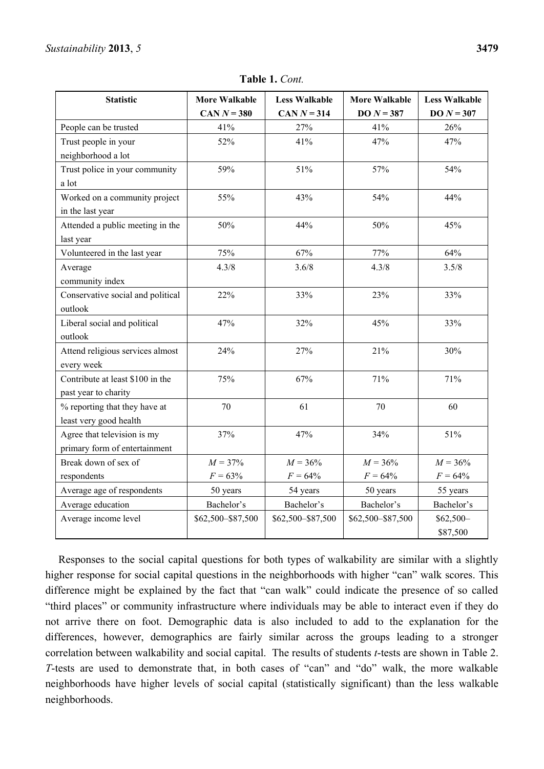**Table 1.** *Cont.*

| Statistic | More Walkable CAN $N = 380$ | Less Walkable CAN $N = 314$ | More Walkable DO $N = 387$ | Less Walkable DO $N = 307$ |
|---|---|---|---|---|
| People can be trusted | 41% | 27% | 41% | 26% |
| Trust people in your neighborhood a lot | 52% | 41% | 47% | 47% |
| Trust police in your community a lot | 59% | 51% | 57% | 54% |
| Worked on a community project in the last year | 55% | 43% | 54% | 44% |
| Attended a public meeting in the last year | 50% | 44% | 50% | 45% |
| Volunteered in the last year | 75% | 67% | 77% | 64% |
| Average community index | 4.3/8 | 3.6/8 | 4.3/8 | 3.5/8 |
| Conservative social and political outlook | 22% | 33% | 23% | 33% |
| Liberal social and political outlook | 47% | 32% | 45% | 33% |
| Attend religious services almost every week | 24% | 27% | 21% | 30% |
| Contribute at least $100 in the past year to charity | 75% | 67% | 71% | 71% |
| % reporting that they have at least very good health | 70 | 61 | 70 | 60 |
| Agree that television is my primary form of entertainment | 37% | 47% | 34% | 51% |
| Break down of sex of respondents | $M = 37\%$ $F = 63\%$ | $M = 36\%$ $F = 64\%$ | $M = 36\%$ $F = 64\%$ | $M = 36\%$ $F = 64\%$ |
| Average age of respondents | 50 years | 54 years | 50 years | 55 years |
| Average education | Bachelor's | Bachelor's | Bachelor's | Bachelor's |
| Average income level | $62,500–$87,500 | $62,500–$87,500 | $62,500–$87,500 | $62,500–$87,500 |

Responses to the social capital questions for both types of walkability are similar with a slightly higher response for social capital questions in the neighborhoods with higher "can" walk scores. This difference might be explained by the fact that "can walk" could indicate the presence of so called "third places" or community infrastructure where individuals may be able to interact even if they do not arrive there on foot. Demographic data is also included to add to the explanation for the differences, however, demographics are fairly similar across the groups leading to a stronger correlation between walkability and social capital. The results of students *t*-tests are shown in Table 2. *T*-tests are used to demonstrate that, in both cases of "can" and "do" walk, the more walkable neighborhoods have higher levels of social capital (statistically significant) than the less walkable neighborhoods.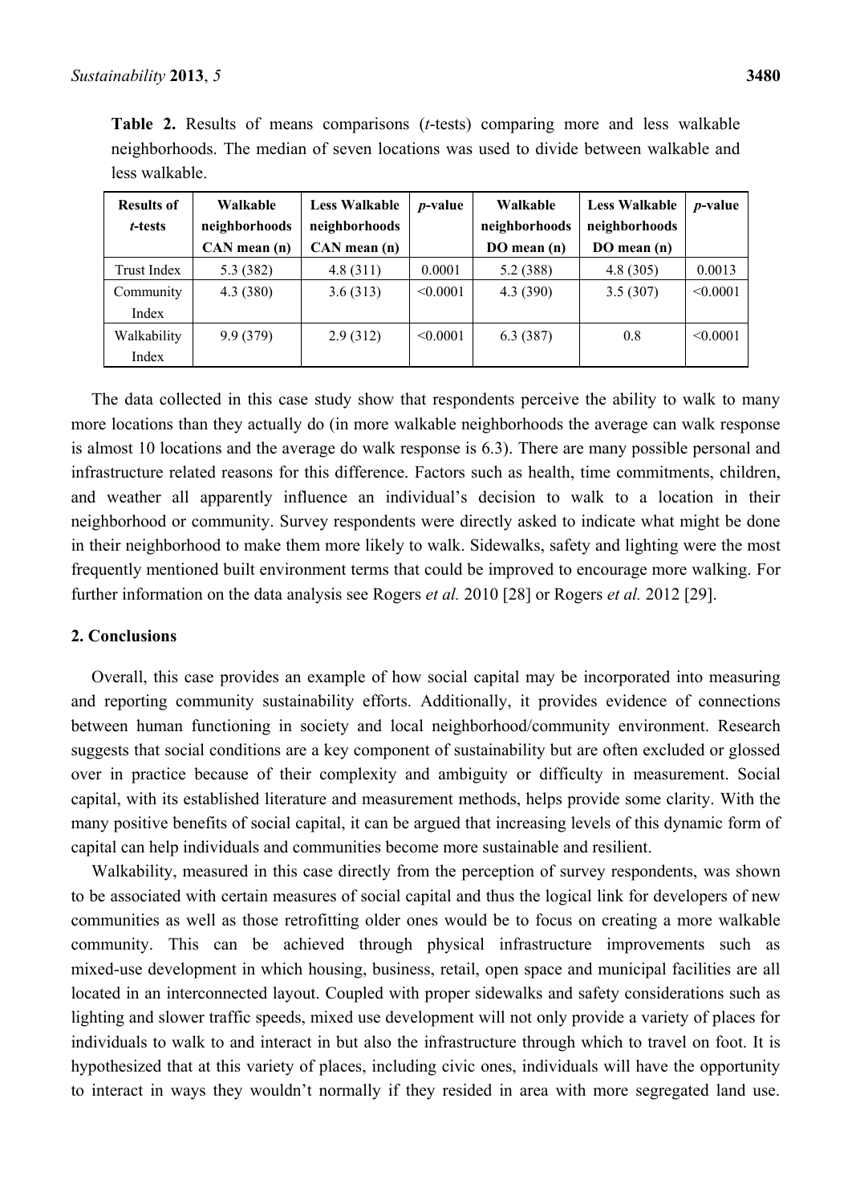**Table 2.** Results of means comparisons (*t*-tests) comparing more and less walkable neighborhoods. The median of seven locations was used to divide between walkable and less walkable.

| Results of *t*-tests | Walkable neighborhoods CAN mean (n) | Less Walkable neighborhoods CAN mean (n) | *p*-value | Walkable neighborhoods DO mean (n) | Less Walkable neighborhoods DO mean (n) | *p*-value |
|---|---|---|---|---|---|---|
| Trust Index | 5.3 (382) | 4.8 (311) | 0.0001 | 5.2 (388) | 4.8 (305) | 0.0013 |
| Community Index | 4.3 (380) | 3.6 (313) | <0.0001 | 4.3 (390) | 3.5 (307) | <0.0001 |
| Walkability Index | 9.9 (379) | 2.9 (312) | <0.0001 | 6.3 (387) | 0.8 | <0.0001 |

The data collected in this case study show that respondents perceive the ability to walk to many more locations than they actually do (in more walkable neighborhoods the average can walk response is almost 10 locations and the average do walk response is 6.3). There are many possible personal and infrastructure related reasons for this difference. Factors such as health, time commitments, children, and weather all apparently influence an individual's decision to walk to a location in their neighborhood or community. Survey respondents were directly asked to indicate what might be done in their neighborhood to make them more likely to walk. Sidewalks, safety and lighting were the most frequently mentioned built environment terms that could be improved to encourage more walking. For further information on the data analysis see Rogers *et al.* 2010 [28] or Rogers *et al.* 2012 [29].

## 2. Conclusions

Overall, this case provides an example of how social capital may be incorporated into measuring and reporting community sustainability efforts. Additionally, it provides evidence of connections between human functioning in society and local neighborhood/community environment. Research suggests that social conditions are a key component of sustainability but are often excluded or glossed over in practice because of their complexity and ambiguity or difficulty in measurement. Social capital, with its established literature and measurement methods, helps provide some clarity. With the many positive benefits of social capital, it can be argued that increasing levels of this dynamic form of capital can help individuals and communities become more sustainable and resilient.

Walkability, measured in this case directly from the perception of survey respondents, was shown to be associated with certain measures of social capital and thus the logical link for developers of new communities as well as those retrofitting older ones would be to focus on creating a more walkable community. This can be achieved through physical infrastructure improvements such as mixed-use development in which housing, business, retail, open space and municipal facilities are all located in an interconnected layout. Coupled with proper sidewalks and safety considerations such as lighting and slower traffic speeds, mixed use development will not only provide a variety of places for individuals to walk to and interact in but also the infrastructure through which to travel on foot. It is hypothesized that at this variety of places, including civic ones, individuals will have the opportunity to interact in ways they wouldn't normally if they resided in area with more segregated land use.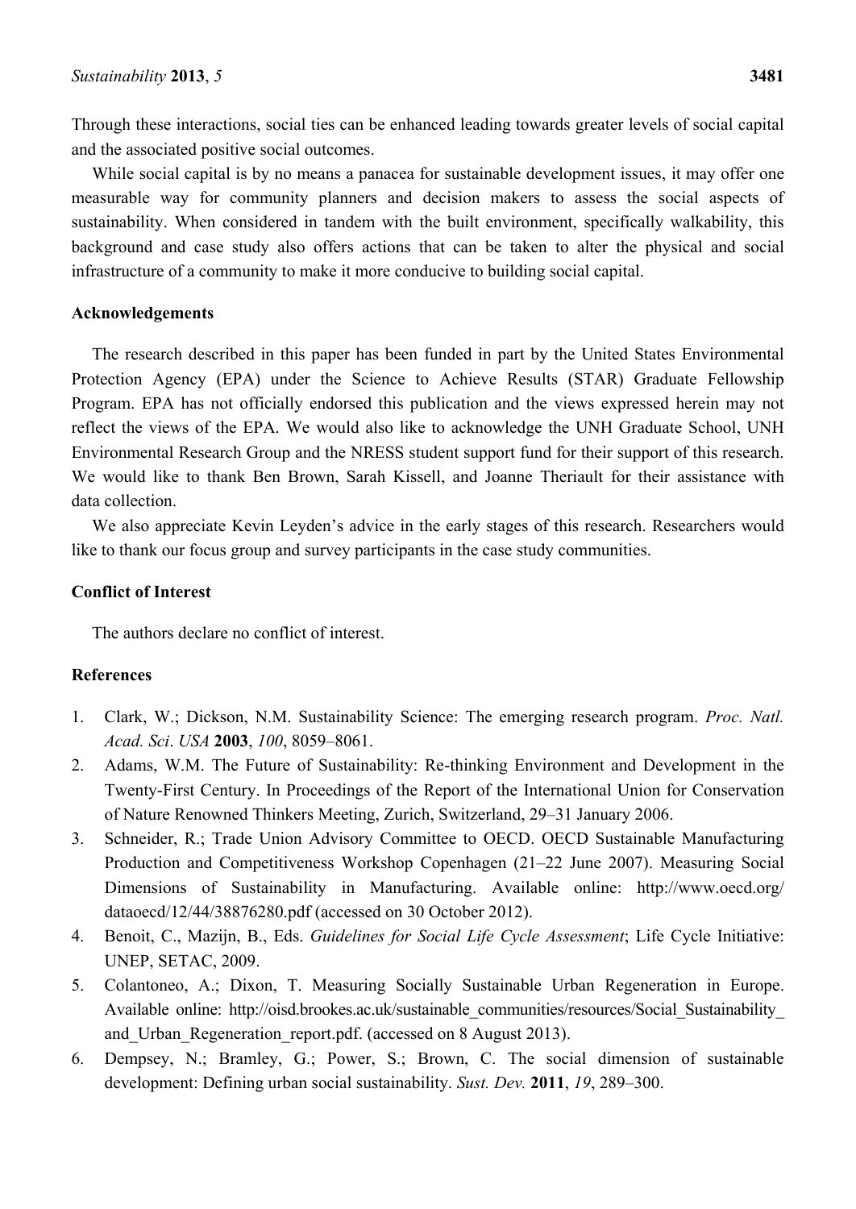Through these interactions, social ties can be enhanced leading towards greater levels of social capital and the associated positive social outcomes.

While social capital is by no means a panacea for sustainable development issues, it may offer one measurable way for community planners and decision makers to assess the social aspects of sustainability. When considered in tandem with the built environment, specifically walkability, this background and case study also offers actions that can be taken to alter the physical and social infrastructure of a community to make it more conducive to building social capital.

## Acknowledgements

The research described in this paper has been funded in part by the United States Environmental Protection Agency (EPA) under the Science to Achieve Results (STAR) Graduate Fellowship Program. EPA has not officially endorsed this publication and the views expressed herein may not reflect the views of the EPA. We would also like to acknowledge the UNH Graduate School, UNH Environmental Research Group and the NRESS student support fund for their support of this research. We would like to thank Ben Brown, Sarah Kissell, and Joanne Theriault for their assistance with data collection.

We also appreciate Kevin Leyden's advice in the early stages of this research. Researchers would like to thank our focus group and survey participants in the case study communities.

## Conflict of Interest

The authors declare no conflict of interest.

## References

1. Clark, W.; Dickson, N.M. Sustainability Science: The emerging research program. *Proc. Natl. Acad. Sci*. *USA* **2003**, *100*, 8059–8061.
2. Adams, W.M. The Future of Sustainability: Re-thinking Environment and Development in the Twenty-First Century. In Proceedings of the Report of the International Union for Conservation of Nature Renowned Thinkers Meeting, Zurich, Switzerland, 29–31 January 2006.
3. Schneider, R.; Trade Union Advisory Committee to OECD. OECD Sustainable Manufacturing Production and Competitiveness Workshop Copenhagen (21–22 June 2007). Measuring Social Dimensions of Sustainability in Manufacturing. Available online: http://www.oecd.org/dataoecd/12/44/38876280.pdf (accessed on 30 October 2012).
4. Benoit, C., Mazijn, B., Eds. *Guidelines for Social Life Cycle Assessment*; Life Cycle Initiative: UNEP, SETAC, 2009.
5. Colantoneo, A.; Dixon, T. Measuring Socially Sustainable Urban Regeneration in Europe. Available online: http://oisd.brookes.ac.uk/sustainable_communities/resources/Social_Sustainability_and_Urban_Regeneration_report.pdf. (accessed on 8 August 2013).
6. Dempsey, N.; Bramley, G.; Power, S.; Brown, C. The social dimension of sustainable development: Defining urban social sustainability. *Sust. Dev.* **2011**, *19*, 289–300.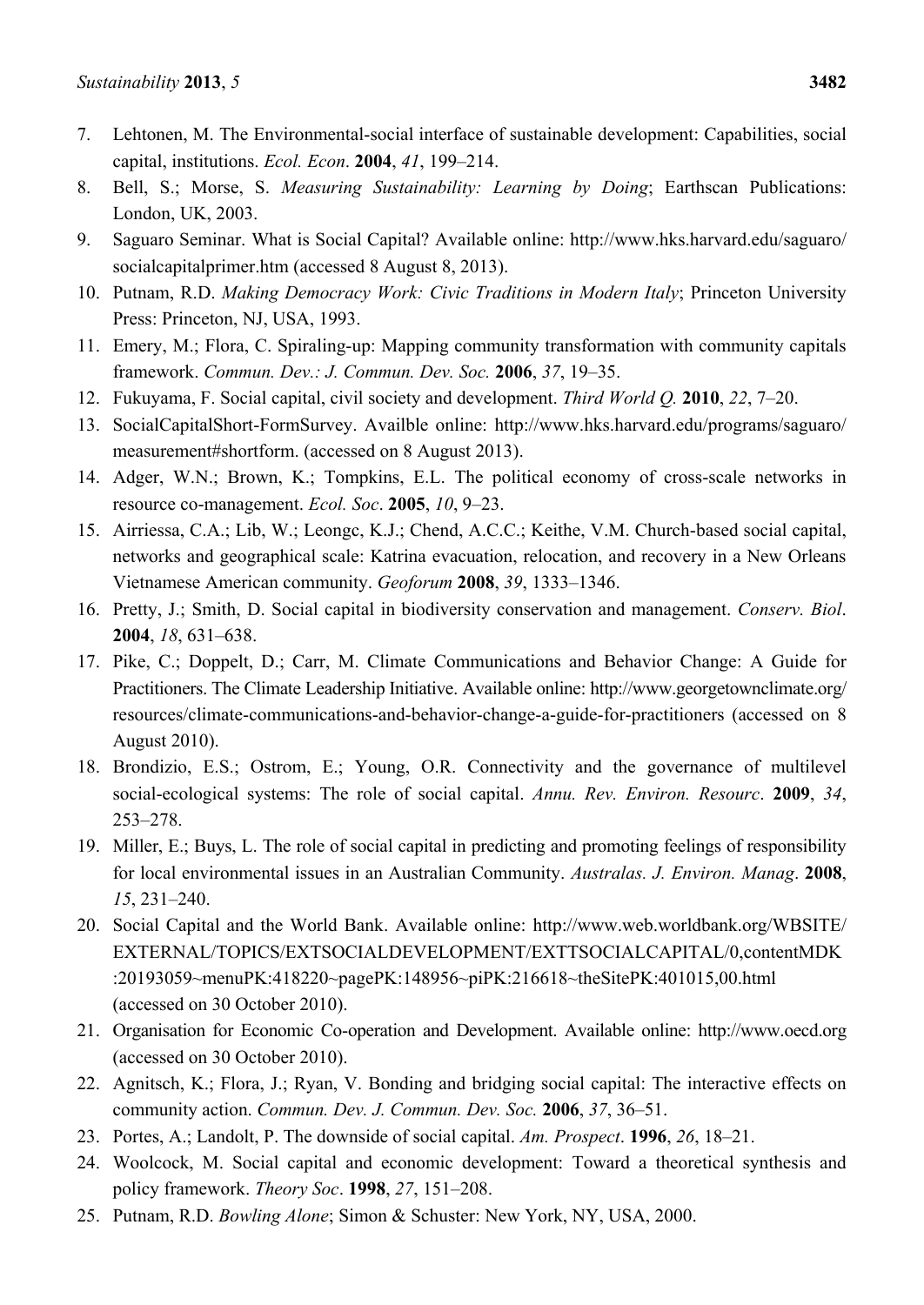7. Lehtonen, M. The Environmental-social interface of sustainable development: Capabilities, social capital, institutions. *Ecol. Econ*. **2004**, *41*, 199–214.
8. Bell, S.; Morse, S. *Measuring Sustainability: Learning by Doing*; Earthscan Publications: London, UK, 2003.
9. Saguaro Seminar. What is Social Capital? Available online: http://www.hks.harvard.edu/saguaro/socialcapitalprimer.htm (accessed 8 August 8, 2013).
10. Putnam, R.D. *Making Democracy Work: Civic Traditions in Modern Italy*; Princeton University Press: Princeton, NJ, USA, 1993.
11. Emery, M.; Flora, C. Spiraling-up: Mapping community transformation with community capitals framework. *Commun. Dev.: J. Commun. Dev. Soc.* **2006**, *37*, 19–35.
12. Fukuyama, F. Social capital, civil society and development. *Third World Q.* **2010**, *22*, 7–20.
13. SocialCapitalShort-FormSurvey. Availble online: http://www.hks.harvard.edu/programs/saguaro/measurement#shortform. (accessed on 8 August 2013).
14. Adger, W.N.; Brown, K.; Tompkins, E.L. The political economy of cross-scale networks in resource co-management. *Ecol. Soc*. **2005**, *10*, 9–23.
15. Airriessa, C.A.; Lib, W.; Leongc, K.J.; Chend, A.C.C.; Keithe, V.M. Church-based social capital, networks and geographical scale: Katrina evacuation, relocation, and recovery in a New Orleans Vietnamese American community. *Geoforum* **2008**, *39*, 1333–1346.
16. Pretty, J.; Smith, D. Social capital in biodiversity conservation and management. *Conserv. Biol*. **2004**, *18*, 631–638.
17. Pike, C.; Doppelt, D.; Carr, M. Climate Communications and Behavior Change: A Guide for Practitioners. The Climate Leadership Initiative. Available online: http://www.georgetownclimate.org/resources/climate-communications-and-behavior-change-a-guide-for-practitioners (accessed on 8 August 2010).
18. Brondizio, E.S.; Ostrom, E.; Young, O.R. Connectivity and the governance of multilevel social-ecological systems: The role of social capital. *Annu. Rev. Environ. Resourc*. **2009**, *34*, 253–278.
19. Miller, E.; Buys, L. The role of social capital in predicting and promoting feelings of responsibility for local environmental issues in an Australian Community. *Australas. J. Environ. Manag*. **2008**, *15*, 231–240.
20. Social Capital and the World Bank. Available online: http://www.web.worldbank.org/WBSITE/EXTERNAL/TOPICS/EXTSOCIALDEVELOPMENT/EXTTSOCIALCAPITAL/0,contentMDK:20193059~menuPK:418220~pagePK:148956~piPK:216618~theSitePK:401015,00.html (accessed on 30 October 2010).
21. Organisation for Economic Co-operation and Development. Available online: http://www.oecd.org (accessed on 30 October 2010).
22. Agnitsch, K.; Flora, J.; Ryan, V. Bonding and bridging social capital: The interactive effects on community action. *Commun. Dev. J. Commun. Dev. Soc.* **2006**, *37*, 36–51.
23. Portes, A.; Landolt, P. The downside of social capital. *Am. Prospect*. **1996**, *26*, 18–21.
24. Woolcock, M. Social capital and economic development: Toward a theoretical synthesis and policy framework. *Theory Soc*. **1998**, *27*, 151–208.
25. Putnam, R.D. *Bowling Alone*; Simon & Schuster: New York, NY, USA, 2000.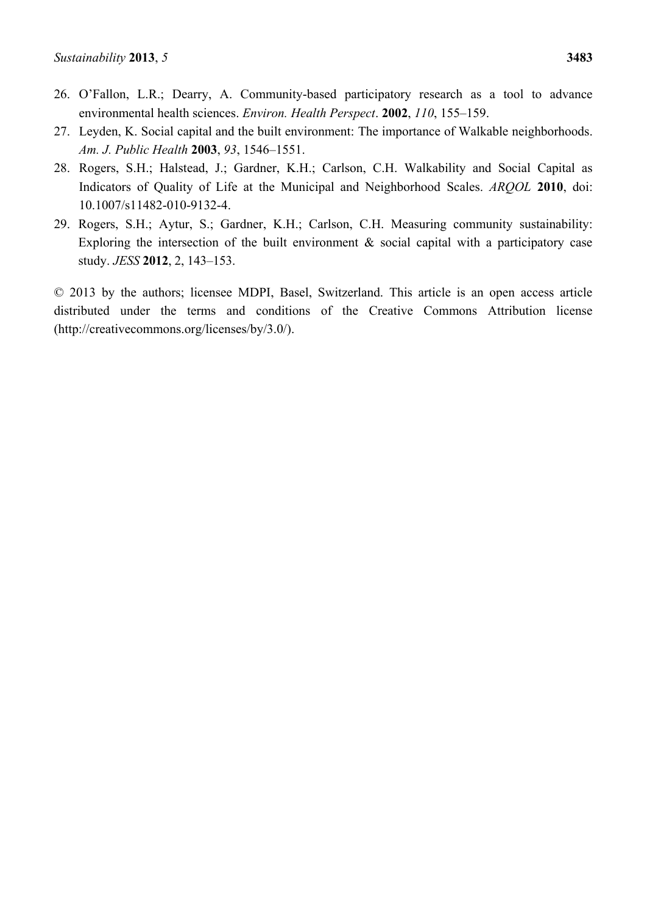26. O'Fallon, L.R.; Dearry, A. Community-based participatory research as a tool to advance environmental health sciences. *Environ. Health Perspect*. **2002**, *110*, 155–159.
27. Leyden, K. Social capital and the built environment: The importance of Walkable neighborhoods. *Am. J. Public Health* **2003**, *93*, 1546–1551.
28. Rogers, S.H.; Halstead, J.; Gardner, K.H.; Carlson, C.H. Walkability and Social Capital as Indicators of Quality of Life at the Municipal and Neighborhood Scales. *ARQOL* **2010**, doi: 10.1007/s11482-010-9132-4.
29. Rogers, S.H.; Aytur, S.; Gardner, K.H.; Carlson, C.H. Measuring community sustainability: Exploring the intersection of the built environment & social capital with a participatory case study. *JESS* **2012**, 2, 143–153.

© 2013 by the authors; licensee MDPI, Basel, Switzerland. This article is an open access article distributed under the terms and conditions of the Creative Commons Attribution license (http://creativecommons.org/licenses/by/3.0/).